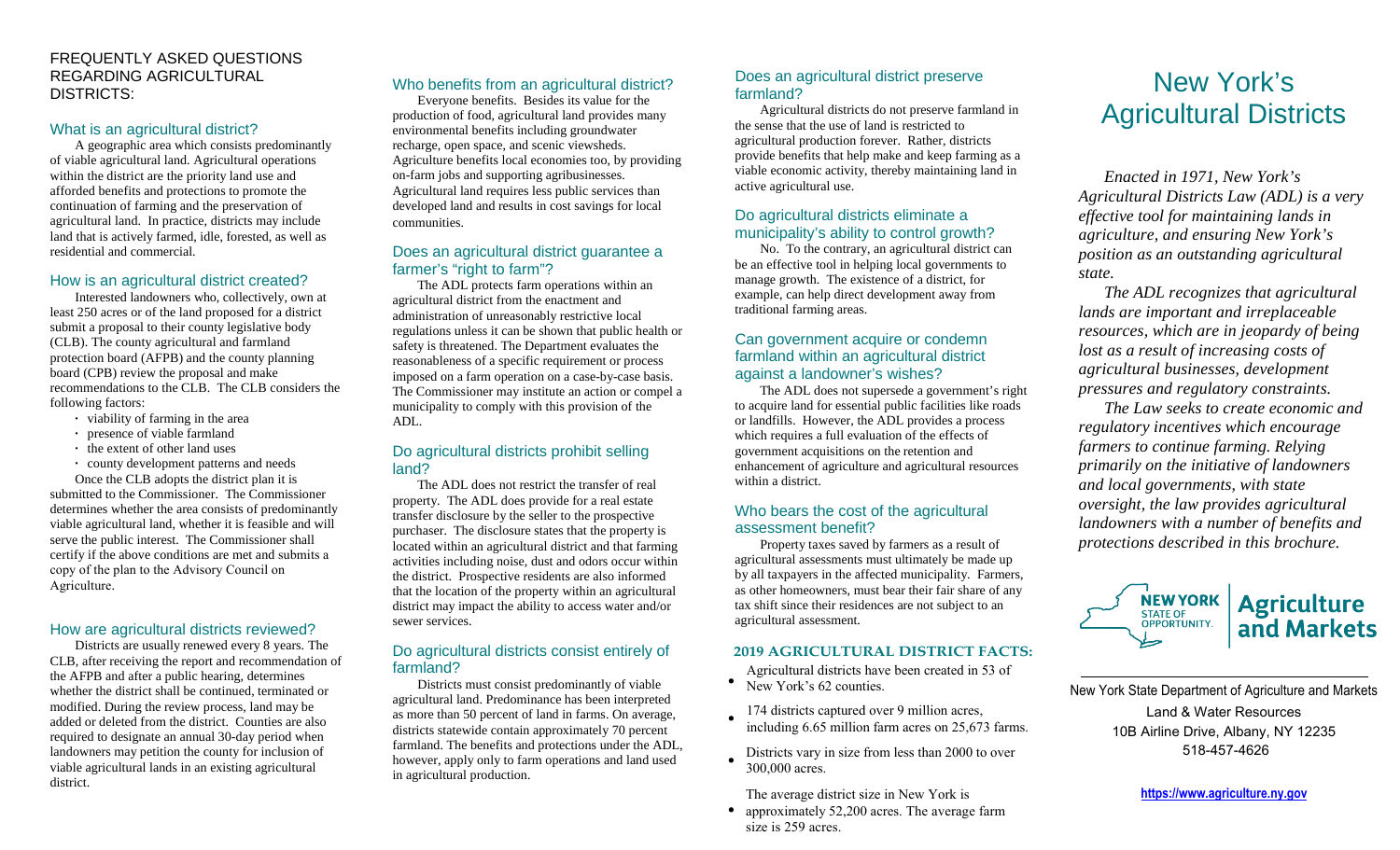FREQUENTLY ASKED QUESTIONS REGARDING AGRICULTURAL DISTRICTS:

## What is an agricultural district?

A geographic area which consists predominantly of viable agricultural land. Agricultural operations within the district are the priority land use and afforded benefits and protections to promote the continuation of farming and the preservation of agricultural land. In practice, districts may include land that is actively farmed, idle, forested, as well as residential and commercial.

## How is an agricultural district created?

Interested landowners who, collectively, own at least 250 acres or of the land proposed for a district submit a proposal to their county legislative body (CLB). The county agricultural and farmland protection board (AFPB) and the county planning board (CPB) review the proposal and make recommendations to the CLB. The CLB considers the following factors:

- viability of farming in the area
- presence of viable farmland
- the extent of other land uses
- county development patterns and needs

Once the CLB adopts the district plan it is submitted to the Commissioner. The Commissioner determines whether the area consists of predominantly viable agricultural land, whether it is feasible and will serve the public interest. The Commissioner shall certify if the above conditions are met and submits a copy of the plan to the Advisory Council on Agriculture.

## How are agricultural districts reviewed?

Districts are usually renewed every 8 years. The CLB, after receiving the report and recommendation of the AFPB and after a public hearing, determines whether the district shall be continued, terminated or modified. During the review process, land may be added or deleted from the district. Counties are also required to designate an annual 30-day period when landowners may petition the county for inclusion of viable agricultural lands in an existing agricultural district.

## Who benefits from an agricultural district?

Everyone benefits. Besides its value for the production of food, agricultural land provides many environmental benefits including groundwater recharge, open space, and scenic viewsheds. Agriculture benefits local economies too, by providing on-farm jobs and supporting agribusinesses. Agricultural land requires less public services than developed land and results in cost savings for local communities.

## Does an agricultural district guarantee a farmer's "right to farm"?

The ADL protects farm operations within an agricultural district from the enactment and administration of unreasonably restrictive local regulations unless it can be shown that public health or safety is threatened. The Department evaluates the reasonableness of a specific requirement or process imposed on a farm operation on a case-by-case basis. The Commissioner may institute an action or compel a municipality to comply with this provision of the ADL.

## Do agricultural districts prohibit selling land?

The ADL does not restrict the transfer of real property. The ADL does provide for a real estate transfer disclosure by the seller to the prospective purchaser. The disclosure states that the property is located within an agricultural district and that farming activities including noise, dust and odors occur within the district. Prospective residents are also informed that the location of the property within an agricultural district may impact the ability to access water and/or sewer services.

## Do agricultural districts consist entirely of farmland?

Districts must consist predominantly of viable agricultural land. Predominance has been interpreted as more than 50 percent of land in farms. On average, districts statewide contain approximately 70 percent farmland. The benefits and protections under the ADL, however, apply only to farm operations and land used in agricultural production.

## Does an agricultural district preserve farmland?

Agricultural districts do not preserve farmland in the sense that the use of land is restricted to agricultural production forever. Rather, districts provide benefits that help make and keep farming as a viable economic activity, thereby maintaining land in active agricultural use.

## Do agricultural districts eliminate a municipality's ability to control growth?

No. To the contrary, an agricultural district can be an effective tool in helping local governments to manage growth. The existence of a district, for example, can help direct development away from traditional farming areas.

## Can government acquire or condemn farmland within an agricultural district against a landowner's wishes?

The ADL does not supersede a government's right to acquire land for essential public facilities like roads or landfills. However, the ADL provides a process which requires a full evaluation of the effects of government acquisitions on the retention and enhancement of agriculture and agricultural resources within a district.

## Who bears the cost of the agricultural assessment benefit?

Property taxes saved by farmers as a result of agricultural assessments must ultimately be made up by all taxpayers in the affected municipality. Farmers, as other homeowners, must bear their fair share of any tax shift since their residences are not subject to an agricultural assessment.

### 2019 AGRICULTURAL DISTRICT FACTS:

- Agricultural districts have been created in 53 of New York's 62 counties.
- 174 districts captured over 9 million acres, including 6.65 million farm acres on 25,673 farms.
- Districts vary in size from less than 2000 to over 300,000 acres.
- The average district size in New York is approximately 52,200 acres. The average farm size is 259 acres.

# New York's Agricultural Districts

*Enacted in 1971, New York's Agricultural Districts Law (ADL) is a very effective tool for maintaining lands in agriculture, and ensuring New York's position as an outstanding agricultural state.*

*The ADL recognizes that agricultural lands are important and irreplaceable resources, which are in jeopardy of being lost as a result of increasing costs of agricultural businesses, development pressures and regulatory constraints.*

*The Law seeks to create economic and regulatory incentives which encourage farmers to continue farming. Relying primarily on the initiative of landowners and local governments, with state oversight, the law provides agricultural landowners with a number of benefits and protections described in this brochure.*

NEW YORK STATE OF OPPORTUNITY. | Agriculture and Markets

New York State Department of Agriculture and Markets
Land & Water Resources
10B Airline Drive, Albany, NY 12235
518-457-4626

https://www.agriculture.ny.gov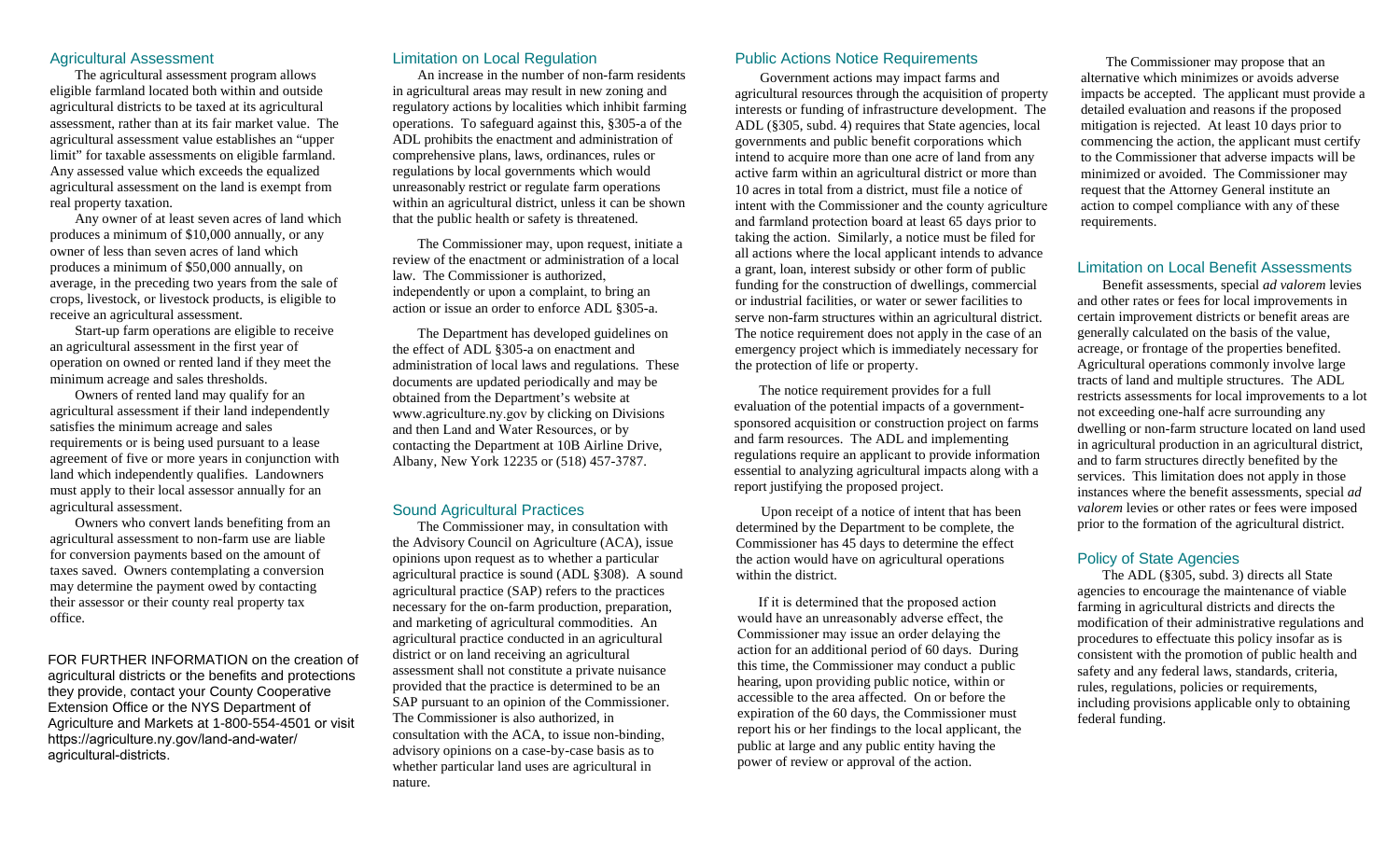## Agricultural Assessment

The agricultural assessment program allows eligible farmland located both within and outside agricultural districts to be taxed at its agricultural assessment, rather than at its fair market value. The agricultural assessment value establishes an "upper limit" for taxable assessments on eligible farmland. Any assessed value which exceeds the equalized agricultural assessment on the land is exempt from real property taxation.

Any owner of at least seven acres of land which produces a minimum of $10,000 annually, or any owner of less than seven acres of land which produces a minimum of $50,000 annually, on average, in the preceding two years from the sale of crops, livestock, or livestock products, is eligible to receive an agricultural assessment.

Start-up farm operations are eligible to receive an agricultural assessment in the first year of operation on owned or rented land if they meet the minimum acreage and sales thresholds.

Owners of rented land may qualify for an agricultural assessment if their land independently satisfies the minimum acreage and sales requirements or is being used pursuant to a lease agreement of five or more years in conjunction with land which independently qualifies. Landowners must apply to their local assessor annually for an agricultural assessment.

Owners who convert lands benefiting from an agricultural assessment to non-farm use are liable for conversion payments based on the amount of taxes saved. Owners contemplating a conversion may determine the payment owed by contacting their assessor or their county real property tax office.

FOR FURTHER INFORMATION on the creation of agricultural districts or the benefits and protections they provide, contact your County Cooperative Extension Office or the NYS Department of Agriculture and Markets at 1-800-554-4501 or visit https://agriculture.ny.gov/land-and-water/agricultural-districts.

## Limitation on Local Regulation

An increase in the number of non-farm residents in agricultural areas may result in new zoning and regulatory actions by localities which inhibit farming operations. To safeguard against this, §305-a of the ADL prohibits the enactment and administration of comprehensive plans, laws, ordinances, rules or regulations by local governments which would unreasonably restrict or regulate farm operations within an agricultural district, unless it can be shown that the public health or safety is threatened.

The Commissioner may, upon request, initiate a review of the enactment or administration of a local law. The Commissioner is authorized, independently or upon a complaint, to bring an action or issue an order to enforce ADL §305-a.

The Department has developed guidelines on the effect of ADL §305-a on enactment and administration of local laws and regulations. These documents are updated periodically and may be obtained from the Department's website at www.agriculture.ny.gov by clicking on Divisions and then Land and Water Resources, or by contacting the Department at 10B Airline Drive, Albany, New York 12235 or (518) 457-3787.

## Sound Agricultural Practices

The Commissioner may, in consultation with the Advisory Council on Agriculture (ACA), issue opinions upon request as to whether a particular agricultural practice is sound (ADL §308). A sound agricultural practice (SAP) refers to the practices necessary for the on-farm production, preparation, and marketing of agricultural commodities. An agricultural practice conducted in an agricultural district or on land receiving an agricultural assessment shall not constitute a private nuisance provided that the practice is determined to be an SAP pursuant to an opinion of the Commissioner. The Commissioner is also authorized, in consultation with the ACA, to issue non-binding, advisory opinions on a case-by-case basis as to whether particular land uses are agricultural in nature.

## Public Actions Notice Requirements

Government actions may impact farms and agricultural resources through the acquisition of property interests or funding of infrastructure development. The ADL (§305, subd. 4) requires that State agencies, local governments and public benefit corporations which intend to acquire more than one acre of land from any active farm within an agricultural district or more than 10 acres in total from a district, must file a notice of intent with the Commissioner and the county agriculture and farmland protection board at least 65 days prior to taking the action. Similarly, a notice must be filed for all actions where the local applicant intends to advance a grant, loan, interest subsidy or other form of public funding for the construction of dwellings, commercial or industrial facilities, or water or sewer facilities to serve non-farm structures within an agricultural district. The notice requirement does not apply in the case of an emergency project which is immediately necessary for the protection of life or property.

The notice requirement provides for a full evaluation of the potential impacts of a government-sponsored acquisition or construction project on farms and farm resources. The ADL and implementing regulations require an applicant to provide information essential to analyzing agricultural impacts along with a report justifying the proposed project.

Upon receipt of a notice of intent that has been determined by the Department to be complete, the Commissioner has 45 days to determine the effect the action would have on agricultural operations within the district.

If it is determined that the proposed action would have an unreasonably adverse effect, the Commissioner may issue an order delaying the action for an additional period of 60 days. During this time, the Commissioner may conduct a public hearing, upon providing public notice, within or accessible to the area affected. On or before the expiration of the 60 days, the Commissioner must report his or her findings to the local applicant, the public at large and any public entity having the power of review or approval of the action.

The Commissioner may propose that an alternative which minimizes or avoids adverse impacts be accepted. The applicant must provide a detailed evaluation and reasons if the proposed mitigation is rejected. At least 10 days prior to commencing the action, the applicant must certify to the Commissioner that adverse impacts will be minimized or avoided. The Commissioner may request that the Attorney General institute an action to compel compliance with any of these requirements.

## Limitation on Local Benefit Assessments

Benefit assessments, special *ad valorem* levies and other rates or fees for local improvements in certain improvement districts or benefit areas are generally calculated on the basis of the value, acreage, or frontage of the properties benefited. Agricultural operations commonly involve large tracts of land and multiple structures. The ADL restricts assessments for local improvements to a lot not exceeding one-half acre surrounding any dwelling or non-farm structure located on land used in agricultural production in an agricultural district, and to farm structures directly benefited by the services. This limitation does not apply in those instances where the benefit assessments, special *ad valorem* levies or other rates or fees were imposed prior to the formation of the agricultural district.

## Policy of State Agencies

The ADL (§305, subd. 3) directs all State agencies to encourage the maintenance of viable farming in agricultural districts and directs the modification of their administrative regulations and procedures to effectuate this policy insofar as is consistent with the promotion of public health and safety and any federal laws, standards, criteria, rules, regulations, policies or requirements, including provisions applicable only to obtaining federal funding.